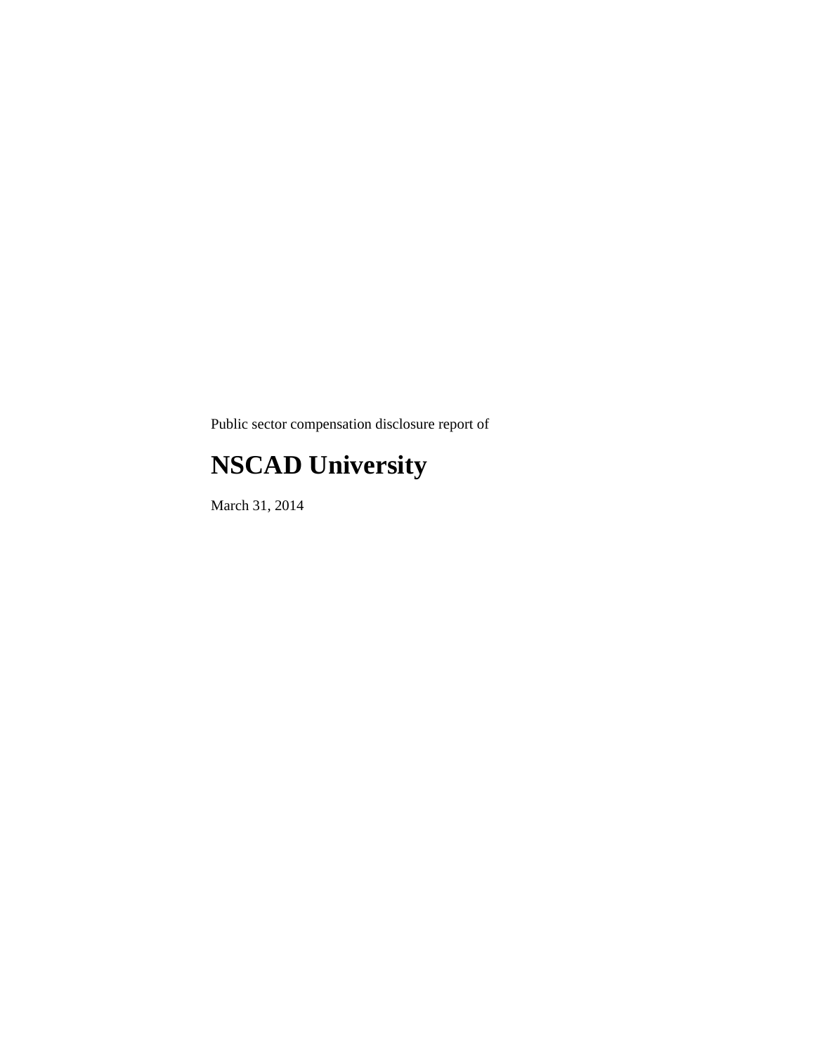Public sector compensation disclosure report of

# NSCAD University

March 31, 2014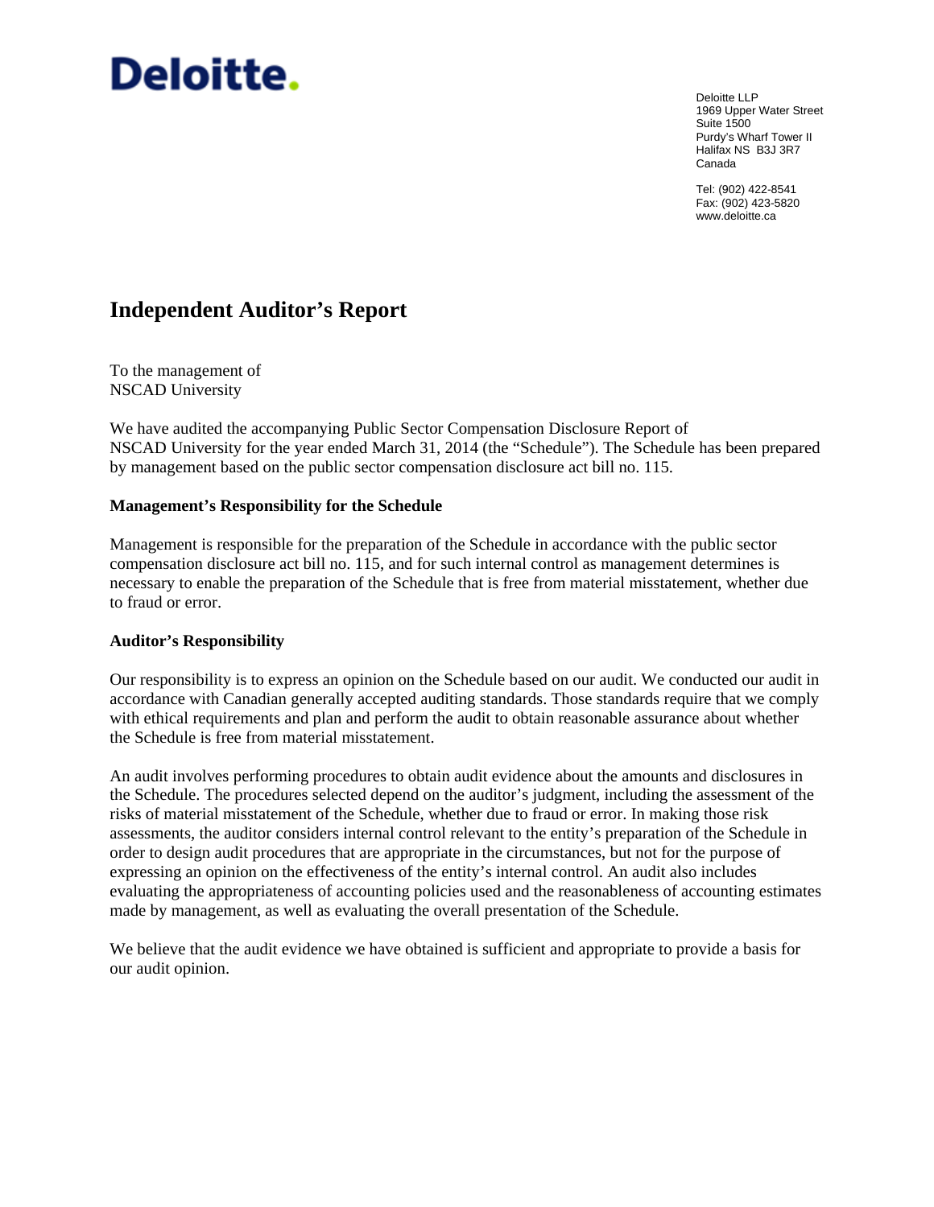Deloitte.

Deloitte LLP
1969 Upper Water Street
Suite 1500
Purdy's Wharf Tower II
Halifax NS B3J 3R7
Canada

Tel: (902) 422-8541
Fax: (902) 423-5820
www.deloitte.ca

# Independent Auditor's Report

To the management of
NSCAD University

We have audited the accompanying Public Sector Compensation Disclosure Report of NSCAD University for the year ended March 31, 2014 (the "Schedule"). The Schedule has been prepared by management based on the public sector compensation disclosure act bill no. 115.

## Management's Responsibility for the Schedule

Management is responsible for the preparation of the Schedule in accordance with the public sector compensation disclosure act bill no. 115, and for such internal control as management determines is necessary to enable the preparation of the Schedule that is free from material misstatement, whether due to fraud or error.

## Auditor's Responsibility

Our responsibility is to express an opinion on the Schedule based on our audit. We conducted our audit in accordance with Canadian generally accepted auditing standards. Those standards require that we comply with ethical requirements and plan and perform the audit to obtain reasonable assurance about whether the Schedule is free from material misstatement.

An audit involves performing procedures to obtain audit evidence about the amounts and disclosures in the Schedule. The procedures selected depend on the auditor's judgment, including the assessment of the risks of material misstatement of the Schedule, whether due to fraud or error. In making those risk assessments, the auditor considers internal control relevant to the entity's preparation of the Schedule in order to design audit procedures that are appropriate in the circumstances, but not for the purpose of expressing an opinion on the effectiveness of the entity's internal control. An audit also includes evaluating the appropriateness of accounting policies used and the reasonableness of accounting estimates made by management, as well as evaluating the overall presentation of the Schedule.

We believe that the audit evidence we have obtained is sufficient and appropriate to provide a basis for our audit opinion.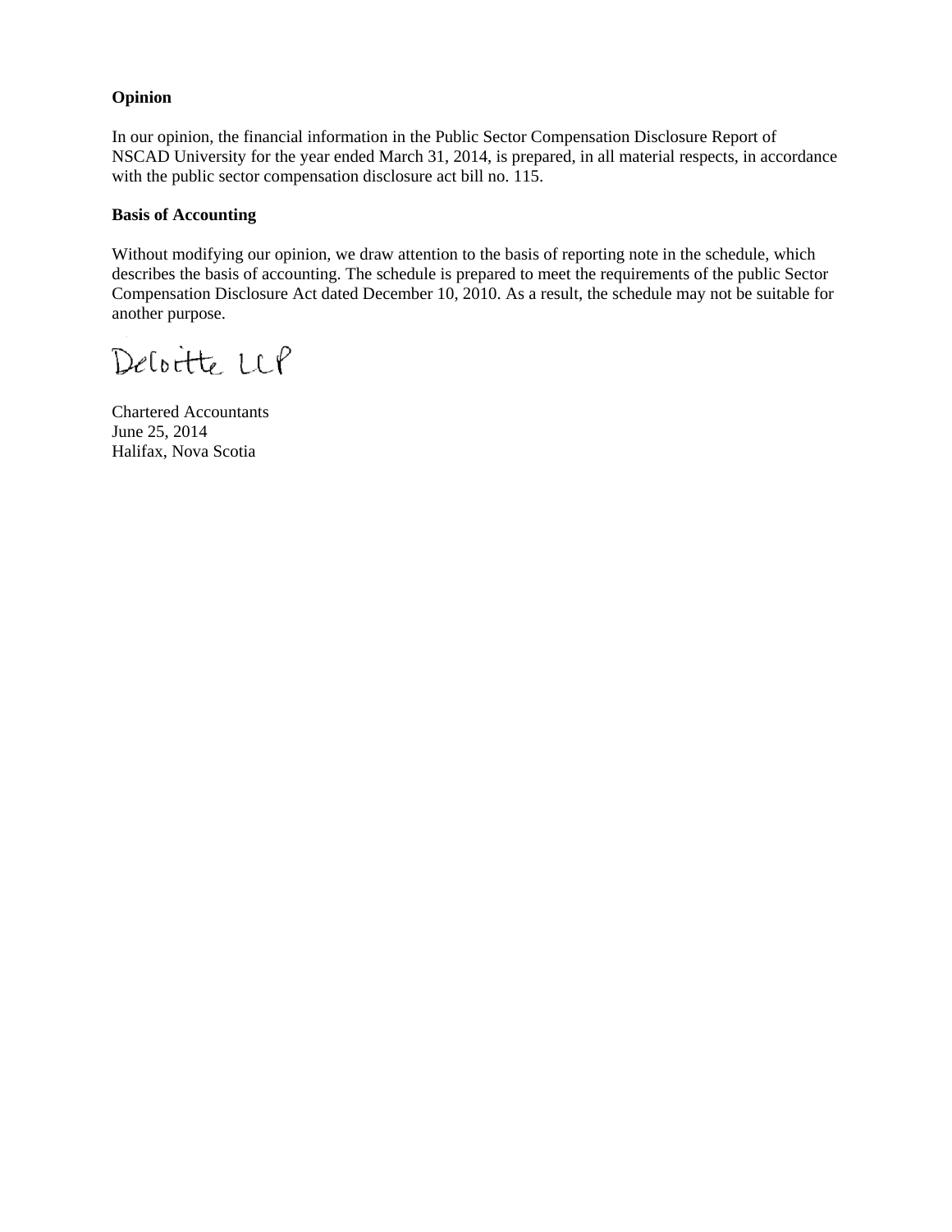**Opinion**

In our opinion, the financial information in the Public Sector Compensation Disclosure Report of NSCAD University for the year ended March 31, 2014, is prepared, in all material respects, in accordance with the public sector compensation disclosure act bill no. 115.

**Basis of Accounting**

Without modifying our opinion, we draw attention to the basis of reporting note in the schedule, which describes the basis of accounting. The schedule is prepared to meet the requirements of the public Sector Compensation Disclosure Act dated December 10, 2010. As a result, the schedule may not be suitable for another purpose.

Deloitte LLP

Chartered Accountants
June 25, 2014
Halifax, Nova Scotia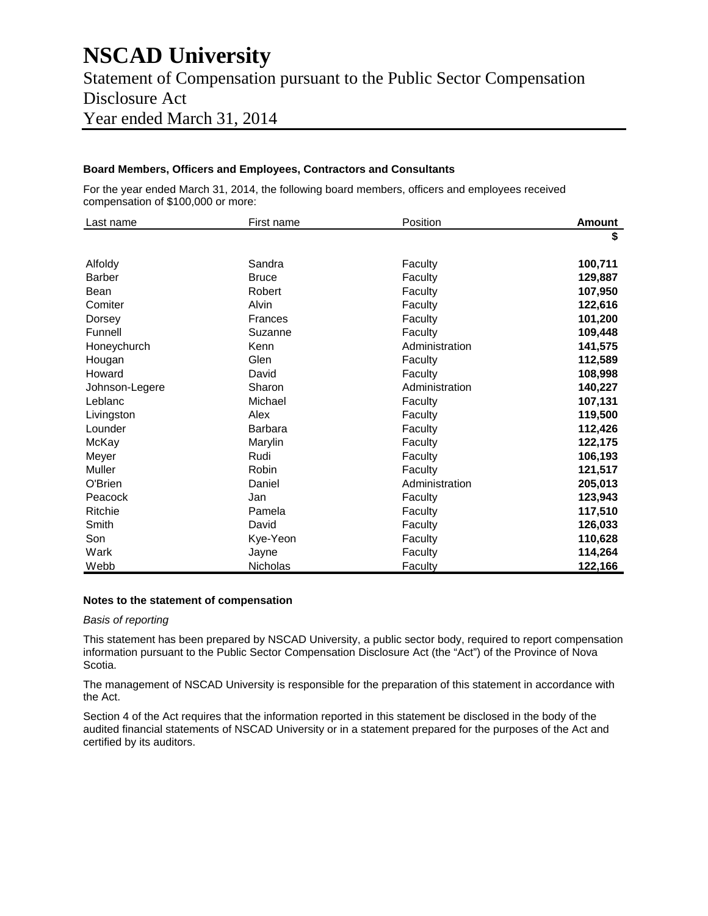# NSCAD University

Statement of Compensation pursuant to the Public Sector Compensation Disclosure Act

Year ended March 31, 2014

**Board Members, Officers and Employees, Contractors and Consultants**

For the year ended March 31, 2014, the following board members, officers and employees received compensation of $100,000 or more:

| Last name | First name | Position | **Amount** |
|---|---|---|---|
| | | | **$** |
| Alfoldy | Sandra | Faculty | **100,711** |
| Barber | Bruce | Faculty | **129,887** |
| Bean | Robert | Faculty | **107,950** |
| Comiter | Alvin | Faculty | **122,616** |
| Dorsey | Frances | Faculty | **101,200** |
| Funnell | Suzanne | Faculty | **109,448** |
| Honeychurch | Kenn | Administration | **141,575** |
| Hougan | Glen | Faculty | **112,589** |
| Howard | David | Faculty | **108,998** |
| Johnson-Legere | Sharon | Administration | **140,227** |
| Leblanc | Michael | Faculty | **107,131** |
| Livingston | Alex | Faculty | **119,500** |
| Lounder | Barbara | Faculty | **112,426** |
| McKay | Marylin | Faculty | **122,175** |
| Meyer | Rudi | Faculty | **106,193** |
| Muller | Robin | Faculty | **121,517** |
| O'Brien | Daniel | Administration | **205,013** |
| Peacock | Jan | Faculty | **123,943** |
| Ritchie | Pamela | Faculty | **117,510** |
| Smith | David | Faculty | **126,033** |
| Son | Kye-Yeon | Faculty | **110,628** |
| Wark | Jayne | Faculty | **114,264** |
| Webb | Nicholas | Faculty | **122,166** |

**Notes to the statement of compensation**

*Basis of reporting*

This statement has been prepared by NSCAD University, a public sector body, required to report compensation information pursuant to the Public Sector Compensation Disclosure Act (the "Act") of the Province of Nova Scotia.

The management of NSCAD University is responsible for the preparation of this statement in accordance with the Act.

Section 4 of the Act requires that the information reported in this statement be disclosed in the body of the audited financial statements of NSCAD University or in a statement prepared for the purposes of the Act and certified by its auditors.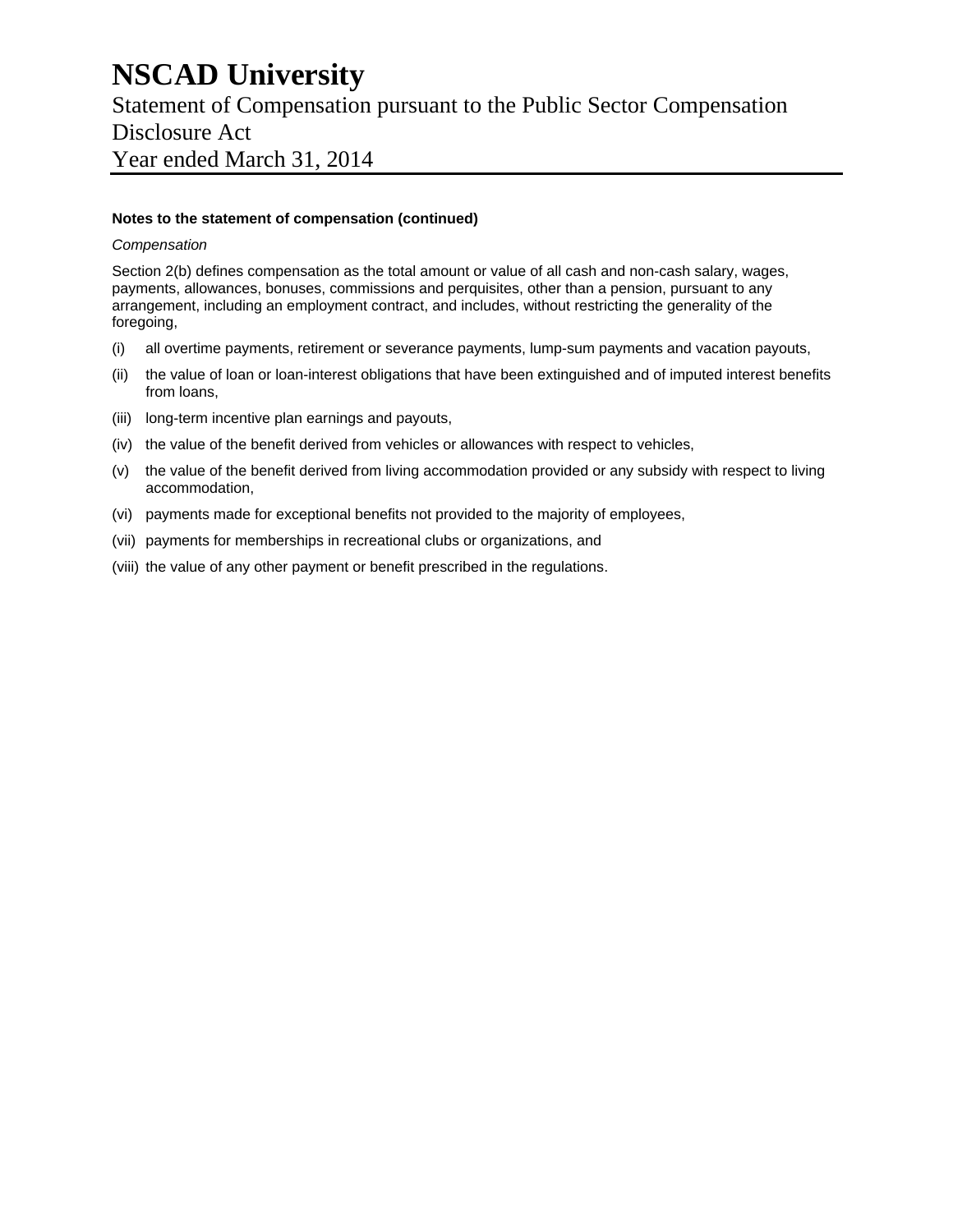# NSCAD University

Statement of Compensation pursuant to the Public Sector Compensation Disclosure Act

Year ended March 31, 2014

**Notes to the statement of compensation (continued)**

*Compensation*

Section 2(b) defines compensation as the total amount or value of all cash and non-cash salary, wages, payments, allowances, bonuses, commissions and perquisites, other than a pension, pursuant to any arrangement, including an employment contract, and includes, without restricting the generality of the foregoing,

(i) all overtime payments, retirement or severance payments, lump-sum payments and vacation payouts,

(ii) the value of loan or loan-interest obligations that have been extinguished and of imputed interest benefits from loans,

(iii) long-term incentive plan earnings and payouts,

(iv) the value of the benefit derived from vehicles or allowances with respect to vehicles,

(v) the value of the benefit derived from living accommodation provided or any subsidy with respect to living accommodation,

(vi) payments made for exceptional benefits not provided to the majority of employees,

(vii) payments for memberships in recreational clubs or organizations, and

(viii) the value of any other payment or benefit prescribed in the regulations.